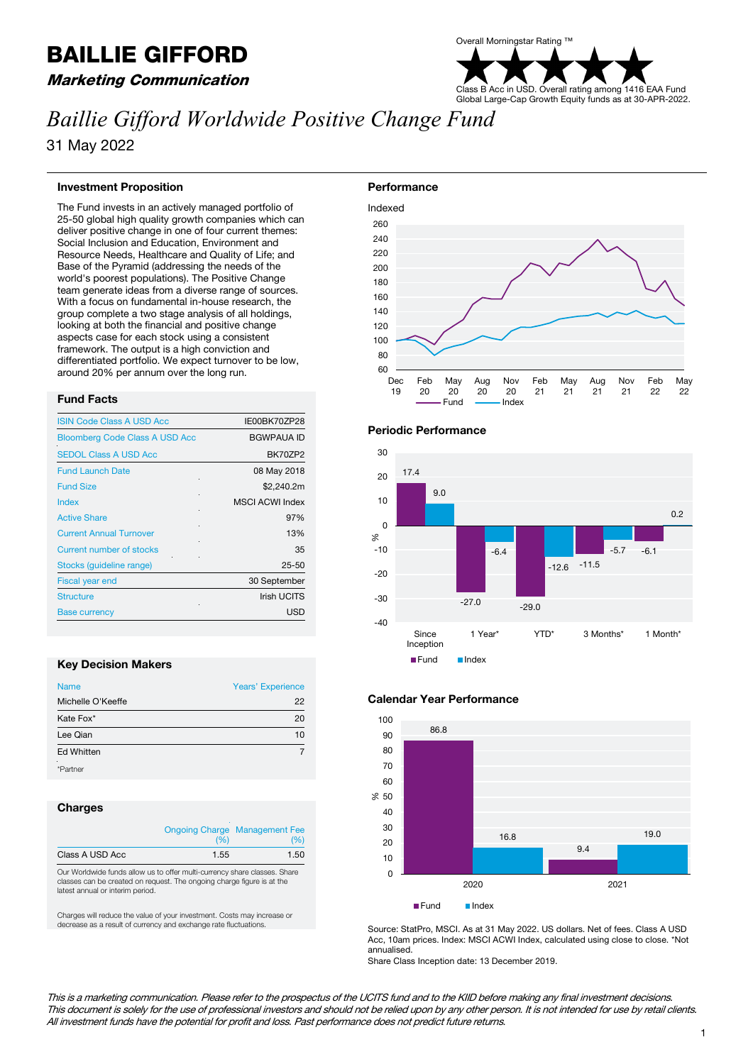# BAILLIE GIFFORD

***Marketing Communication***

Overall Morningstar Rating ™

★★★★★

Class B Acc in USD. Overall rating among 1416 EAA Fund Global Large-Cap Growth Equity funds as at 30-APR-2022.

# *Baillie Gifford Worldwide Positive Change Fund*

31 May 2022

## Investment Proposition

The Fund invests in an actively managed portfolio of 25-50 global high quality growth companies which can deliver positive change in one of four current themes: Social Inclusion and Education, Environment and Resource Needs, Healthcare and Quality of Life; and Base of the Pyramid (addressing the needs of the world's poorest populations). The Positive Change team generate ideas from a diverse range of sources. With a focus on fundamental in-house research, the group complete a two stage analysis of all holdings, looking at both the financial and positive change aspects case for each stock using a consistent framework. The output is a high conviction and differentiated portfolio. We expect turnover to be low, around 20% per annum over the long run.

## Fund Facts

| | |
|---|---|
| ISIN Code Class A USD Acc | IE00BK70ZP28 |
| Bloomberg Code Class A USD Acc | BGWPAUA ID |
| SEDOL Class A USD Acc | BK70ZP2 |
| Fund Launch Date | 08 May 2018 |
| Fund Size | $2,240.2m |
| Index | MSCI ACWI Index |
| Active Share | 97% |
| Current Annual Turnover | 13% |
| Current number of stocks | 35 |
| Stocks (guideline range) | 25-50 |
| Fiscal year end | 30 September |
| Structure | Irish UCITS |
| Base currency | USD |

## Key Decision Makers

| Name | Years' Experience |
|---|---|
| Michelle O'Keeffe | 22 |
| Kate Fox* | 20 |
| Lee Qian | 10 |
| Ed Whitten | 7 |

*Partner

## Charges

| | Ongoing Charge (%) | Management Fee (%) |
|---|---|---|
| Class A USD Acc | 1.55 | 1.50 |

Our Worldwide funds allow us to offer multi-currency share classes. Share classes can be created on request. The ongoing charge figure is at the latest annual or interim period.

Charges will reduce the value of your investment. Costs may increase or decrease as a result of currency and exchange rate fluctuations.

## Performance

Indexed

(Line chart: Fund and Index, Dec 19 to May 22, indexed to 100)

## Periodic Performance

| % | Since Inception | 1 Year* | YTD* | 3 Months* | 1 Month* |
|---|---|---|---|---|---|
| Fund | 17.4 | -27.0 | -29.0 | -11.5 | -6.1 |
| Index | 9.0 | -6.4 | -12.6 | -5.7 | 0.2 |

## Calendar Year Performance

| % | 2020 | 2021 |
|---|---|---|
| Fund | 86.8 | 9.4 |
| Index | 16.8 | 19.0 |

Source: StatPro, MSCI. As at 31 May 2022. US dollars. Net of fees. Class A USD Acc, 10am prices. Index: MSCI ACWI Index, calculated using close to close. *Not annualised.

Share Class Inception date: 13 December 2019.

*This is a marketing communication. Please refer to the prospectus of the UCITS fund and to the KIID before making any final investment decisions. This document is solely for the use of professional investors and should not be relied upon by any other person. It is not intended for use by retail clients. All investment funds have the potential for profit and loss. Past performance does not predict future returns.*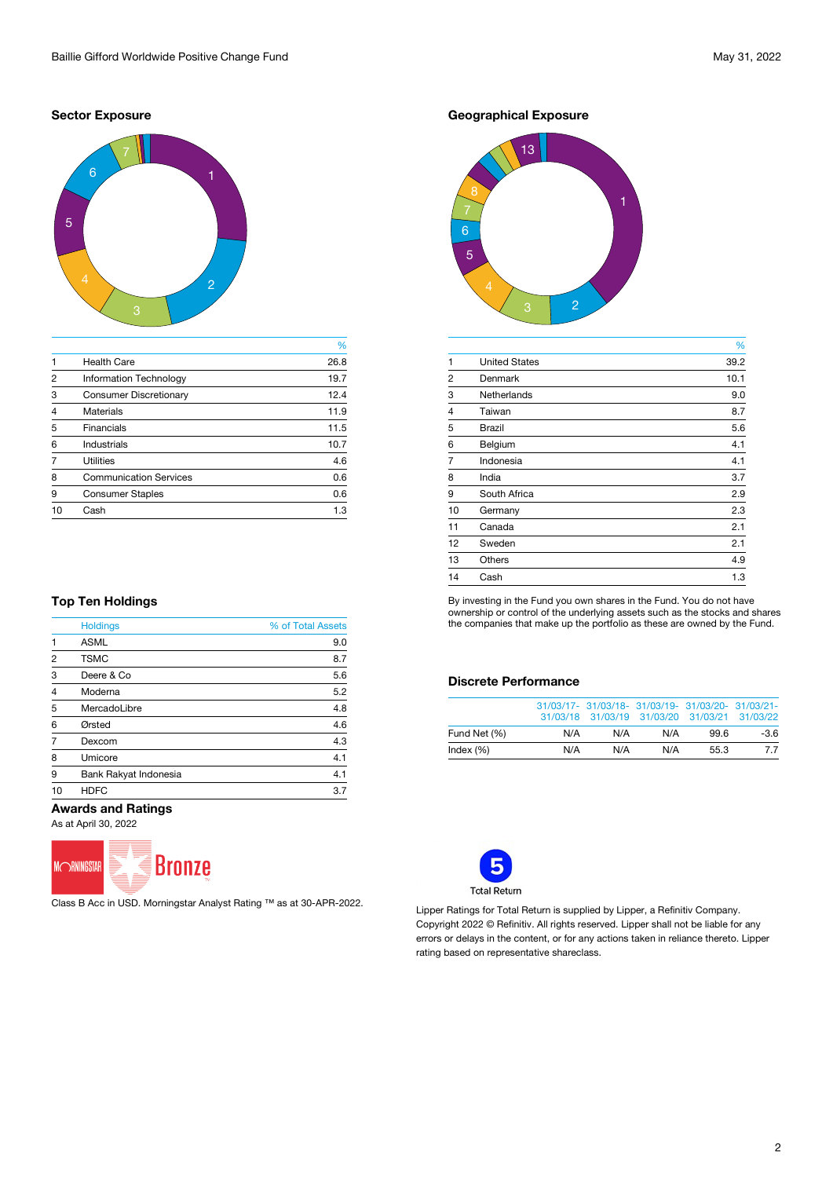## Sector Exposure

| | | % |
|---|---|---|
| 1 | Health Care | 26.8 |
| 2 | Information Technology | 19.7 |
| 3 | Consumer Discretionary | 12.4 |
| 4 | Materials | 11.9 |
| 5 | Financials | 11.5 |
| 6 | Industrials | 10.7 |
| 7 | Utilities | 4.6 |
| 8 | Communication Services | 0.6 |
| 9 | Consumer Staples | 0.6 |
| 10 | Cash | 1.3 |

## Geographical Exposure

| | | % |
|---|---|---|
| 1 | United States | 39.2 |
| 2 | Denmark | 10.1 |
| 3 | Netherlands | 9.0 |
| 4 | Taiwan | 8.7 |
| 5 | Brazil | 5.6 |
| 6 | Belgium | 4.1 |
| 7 | Indonesia | 4.1 |
| 8 | India | 3.7 |
| 9 | South Africa | 2.9 |
| 10 | Germany | 2.3 |
| 11 | Canada | 2.1 |
| 12 | Sweden | 2.1 |
| 13 | Others | 4.9 |
| 14 | Cash | 1.3 |

By investing in the Fund you own shares in the Fund. You do not have ownership or control of the underlying assets such as the stocks and shares the companies that make up the portfolio as these are owned by the Fund.

## Top Ten Holdings

| | Holdings | % of Total Assets |
|---|---|---|
| 1 | ASML | 9.0 |
| 2 | TSMC | 8.7 |
| 3 | Deere & Co | 5.6 |
| 4 | Moderna | 5.2 |
| 5 | MercadoLibre | 4.8 |
| 6 | Ørsted | 4.6 |
| 7 | Dexcom | 4.3 |
| 8 | Umicore | 4.1 |
| 9 | Bank Rakyat Indonesia | 4.1 |
| 10 | HDFC | 3.7 |

## Discrete Performance

| | 31/03/17-31/03/18 | 31/03/18-31/03/19 | 31/03/19-31/03/20 | 31/03/20-31/03/21 | 31/03/21-31/03/22 |
|---|---|---|---|---|---|
| Fund Net (%) | N/A | N/A | N/A | 99.6 | -3.6 |
| Index (%) | N/A | N/A | N/A | 55.3 | 7.7 |

## Awards and Ratings

As at April 30, 2022

MORNINGSTAR Bronze

Class B Acc in USD. Morningstar Analyst Rating ™ as at 30-APR-2022.

5 Total Return

Lipper Ratings for Total Return is supplied by Lipper, a Refinitiv Company. Copyright 2022 © Refinitiv. All rights reserved. Lipper shall not be liable for any errors or delays in the content, or for any actions taken in reliance thereto. Lipper rating based on representative shareclass.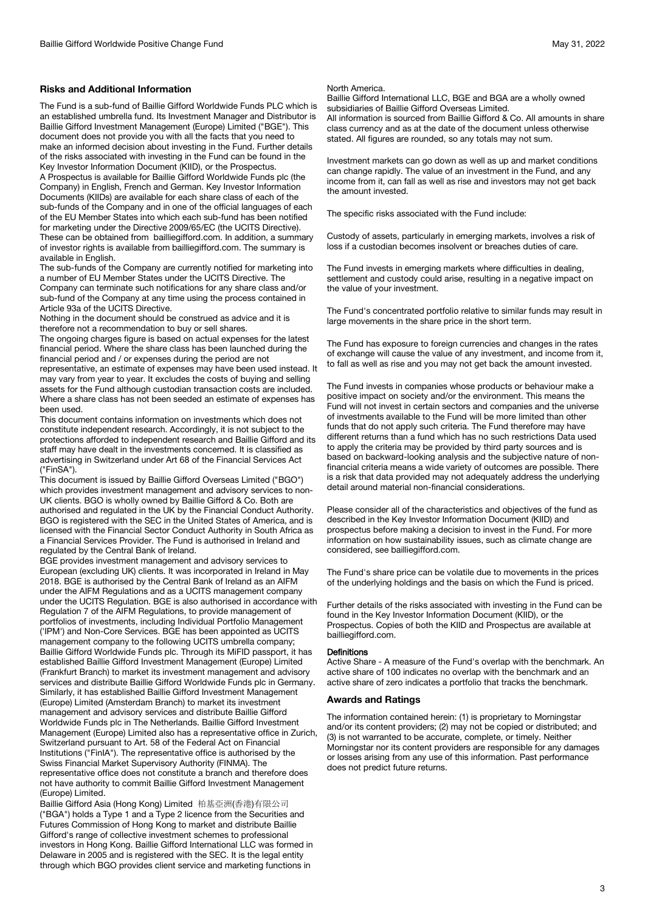## Risks and Additional Information

The Fund is a sub-fund of Baillie Gifford Worldwide Funds PLC which is an established umbrella fund. Its Investment Manager and Distributor is Baillie Gifford Investment Management (Europe) Limited ("BGE"). This document does not provide you with all the facts that you need to make an informed decision about investing in the Fund. Further details of the risks associated with investing in the Fund can be found in the Key Investor Information Document (KIID), or the Prospectus.

A Prospectus is available for Baillie Gifford Worldwide Funds plc (the Company) in English, French and German. Key Investor Information Documents (KIIDs) are available for each share class of each of the sub-funds of the Company and in one of the official languages of each of the EU Member States into which each sub-fund has been notified for marketing under the Directive 2009/65/EC (the UCITS Directive). These can be obtained from bailliegifford.com. In addition, a summary of investor rights is available from bailliegifford.com. The summary is available in English.

The sub-funds of the Company are currently notified for marketing into a number of EU Member States under the UCITS Directive. The Company can terminate such notifications for any share class and/or sub-fund of the Company at any time using the process contained in Article 93a of the UCITS Directive.

Nothing in the document should be construed as advice and it is therefore not a recommendation to buy or sell shares.

The ongoing charges figure is based on actual expenses for the latest financial period. Where the share class has been launched during the financial period and / or expenses during the period are not representative, an estimate of expenses may have been used instead. It may vary from year to year. It excludes the costs of buying and selling assets for the Fund although custodian transaction costs are included. Where a share class has not been seeded an estimate of expenses has been used.

This document contains information on investments which does not constitute independent research. Accordingly, it is not subject to the protections afforded to independent research and Baillie Gifford and its staff may have dealt in the investments concerned. It is classified as advertising in Switzerland under Art 68 of the Financial Services Act ("FinSA").

This document is issued by Baillie Gifford Overseas Limited ("BGO") which provides investment management and advisory services to non-UK clients. BGO is wholly owned by Baillie Gifford & Co. Both are authorised and regulated in the UK by the Financial Conduct Authority. BGO is registered with the SEC in the United States of America, and is licensed with the Financial Sector Conduct Authority in South Africa as a Financial Services Provider. The Fund is authorised in Ireland and regulated by the Central Bank of Ireland.

BGE provides investment management and advisory services to European (excluding UK) clients. It was incorporated in Ireland in May 2018. BGE is authorised by the Central Bank of Ireland as an AIFM under the AIFM Regulations and as a UCITS management company under the UCITS Regulation. BGE is also authorised in accordance with Regulation 7 of the AIFM Regulations, to provide management of portfolios of investments, including Individual Portfolio Management ('IPM') and Non-Core Services. BGE has been appointed as UCITS management company to the following UCITS umbrella company; Baillie Gifford Worldwide Funds plc. Through its MiFID passport, it has established Baillie Gifford Investment Management (Europe) Limited (Frankfurt Branch) to market its investment management and advisory services and distribute Baillie Gifford Worldwide Funds plc in Germany. Similarly, it has established Baillie Gifford Investment Management (Europe) Limited (Amsterdam Branch) to market its investment management and advisory services and distribute Baillie Gifford Worldwide Funds plc in The Netherlands. Baillie Gifford Investment Management (Europe) Limited also has a representative office in Zurich, Switzerland pursuant to Art. 58 of the Federal Act on Financial Institutions ("FinIA"). The representative office is authorised by the Swiss Financial Market Supervisory Authority (FINMA). The representative office does not constitute a branch and therefore does not have authority to commit Baillie Gifford Investment Management (Europe) Limited.

Baillie Gifford Asia (Hong Kong) Limited 柏基亞洲(香港)有限公司 ("BGA") holds a Type 1 and a Type 2 licence from the Securities and Futures Commission of Hong Kong to market and distribute Baillie Gifford's range of collective investment schemes to professional investors in Hong Kong. Baillie Gifford International LLC was formed in Delaware in 2005 and is registered with the SEC. It is the legal entity through which BGO provides client service and marketing functions in North America.

Baillie Gifford International LLC, BGE and BGA are a wholly owned subsidiaries of Baillie Gifford Overseas Limited.

All information is sourced from Baillie Gifford & Co. All amounts in share class currency and as at the date of the document unless otherwise stated. All figures are rounded, so any totals may not sum.

Investment markets can go down as well as up and market conditions can change rapidly. The value of an investment in the Fund, and any income from it, can fall as well as rise and investors may not get back the amount invested.

The specific risks associated with the Fund include:

Custody of assets, particularly in emerging markets, involves a risk of loss if a custodian becomes insolvent or breaches duties of care.

The Fund invests in emerging markets where difficulties in dealing, settlement and custody could arise, resulting in a negative impact on the value of your investment.

The Fund's concentrated portfolio relative to similar funds may result in large movements in the share price in the short term.

The Fund has exposure to foreign currencies and changes in the rates of exchange will cause the value of any investment, and income from it, to fall as well as rise and you may not get back the amount invested.

The Fund invests in companies whose products or behaviour make a positive impact on society and/or the environment. This means the Fund will not invest in certain sectors and companies and the universe of investments available to the Fund will be more limited than other funds that do not apply such criteria. The Fund therefore may have different returns than a fund which has no such restrictions Data used to apply the criteria may be provided by third party sources and is based on backward-looking analysis and the subjective nature of non-financial criteria means a wide variety of outcomes are possible. There is a risk that data provided may not adequately address the underlying detail around material non-financial considerations.

Please consider all of the characteristics and objectives of the fund as described in the Key Investor Information Document (KIID) and prospectus before making a decision to invest in the Fund. For more information on how sustainability issues, such as climate change are considered, see bailliegifford.com.

The Fund's share price can be volatile due to movements in the prices of the underlying holdings and the basis on which the Fund is priced.

Further details of the risks associated with investing in the Fund can be found in the Key Investor Information Document (KIID), or the Prospectus. Copies of both the KIID and Prospectus are available at bailliegifford.com.

**Definitions**

Active Share - A measure of the Fund's overlap with the benchmark. An active share of 100 indicates no overlap with the benchmark and an active share of zero indicates a portfolio that tracks the benchmark.

## Awards and Ratings

The information contained herein: (1) is proprietary to Morningstar and/or its content providers; (2) may not be copied or distributed; and (3) is not warranted to be accurate, complete, or timely. Neither Morningstar nor its content providers are responsible for any damages or losses arising from any use of this information. Past performance does not predict future returns.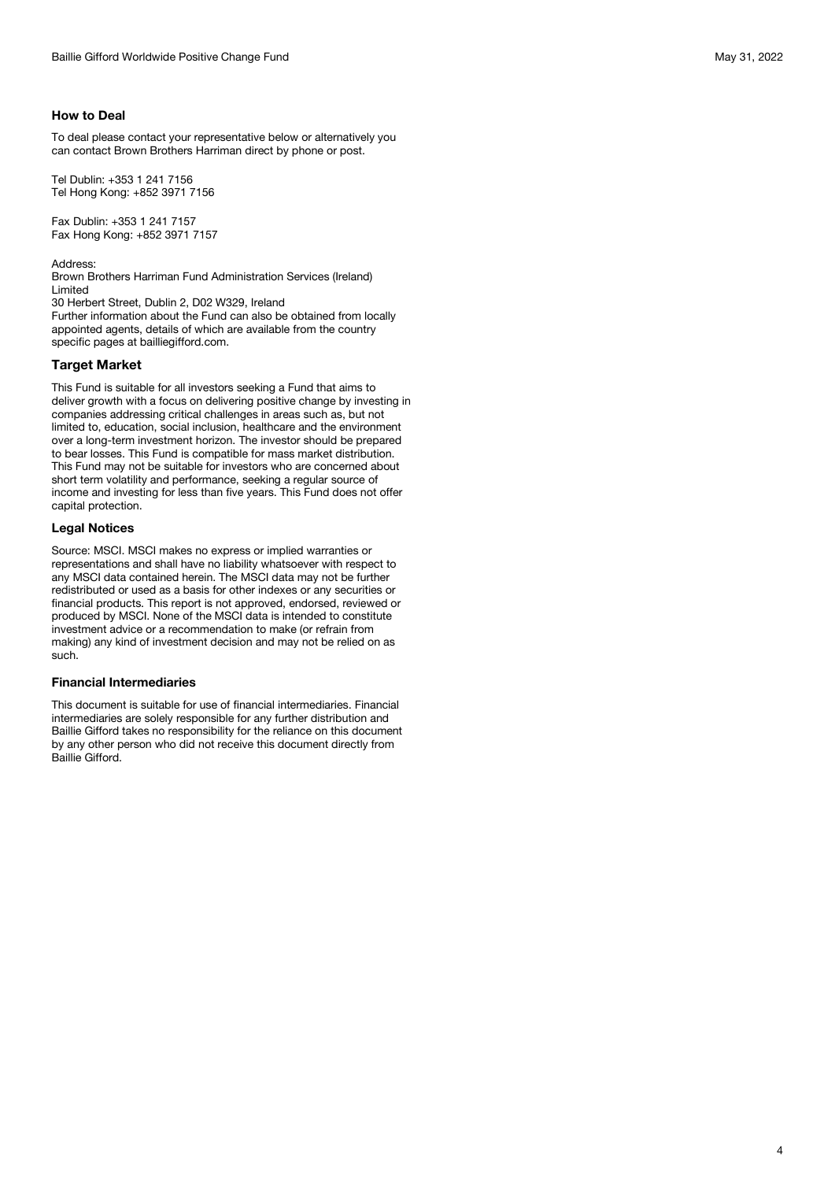## How to Deal

To deal please contact your representative below or alternatively you can contact Brown Brothers Harriman direct by phone or post.

Tel Dublin: +353 1 241 7156
Tel Hong Kong: +852 3971 7156

Fax Dublin: +353 1 241 7157
Fax Hong Kong: +852 3971 7157

Address:
Brown Brothers Harriman Fund Administration Services (Ireland) Limited
30 Herbert Street, Dublin 2, D02 W329, Ireland
Further information about the Fund can also be obtained from locally appointed agents, details of which are available from the country specific pages at bailliegifford.com.

## Target Market

This Fund is suitable for all investors seeking a Fund that aims to deliver growth with a focus on delivering positive change by investing in companies addressing critical challenges in areas such as, but not limited to, education, social inclusion, healthcare and the environment over a long-term investment horizon. The investor should be prepared to bear losses. This Fund is compatible for mass market distribution. This Fund may not be suitable for investors who are concerned about short term volatility and performance, seeking a regular source of income and investing for less than five years. This Fund does not offer capital protection.

## Legal Notices

Source: MSCI. MSCI makes no express or implied warranties or representations and shall have no liability whatsoever with respect to any MSCI data contained herein. The MSCI data may not be further redistributed or used as a basis for other indexes or any securities or financial products. This report is not approved, endorsed, reviewed or produced by MSCI. None of the MSCI data is intended to constitute investment advice or a recommendation to make (or refrain from making) any kind of investment decision and may not be relied on as such.

## Financial Intermediaries

This document is suitable for use of financial intermediaries. Financial intermediaries are solely responsible for any further distribution and Baillie Gifford takes no responsibility for the reliance on this document by any other person who did not receive this document directly from Baillie Gifford.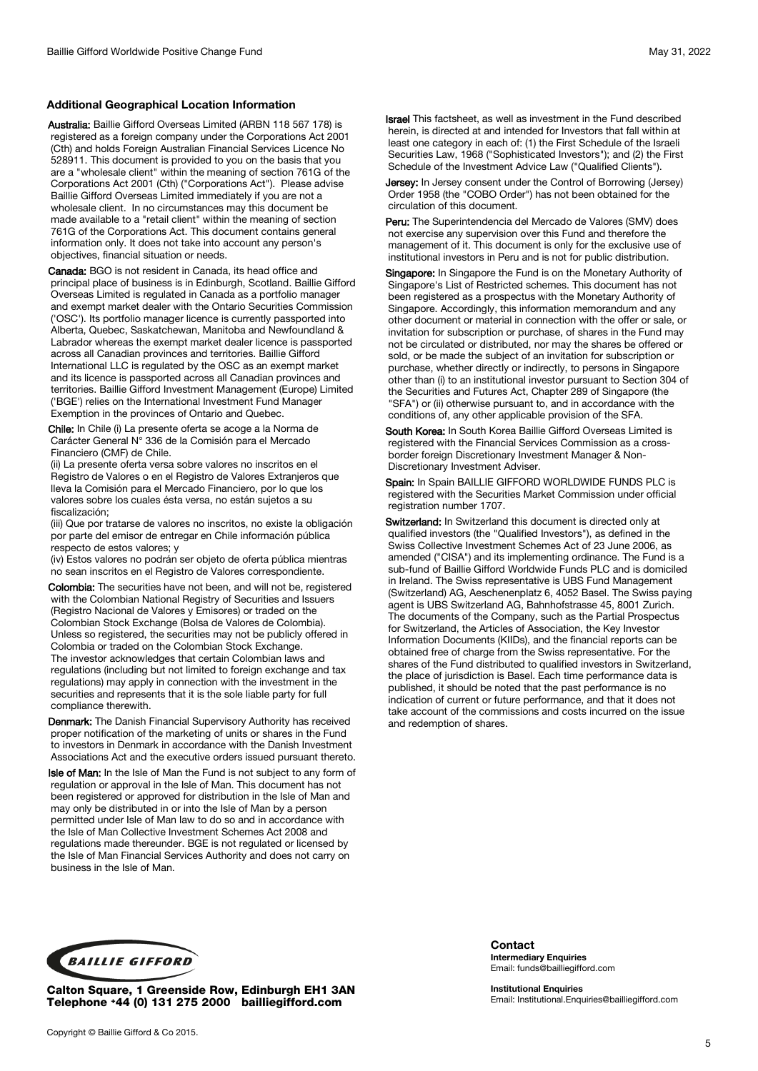## Additional Geographical Location Information

**Australia:** Baillie Gifford Overseas Limited (ARBN 118 567 178) is registered as a foreign company under the Corporations Act 2001 (Cth) and holds Foreign Australian Financial Services Licence No 528911. This document is provided to you on the basis that you are a "wholesale client" within the meaning of section 761G of the Corporations Act 2001 (Cth) ("Corporations Act"). Please advise Baillie Gifford Overseas Limited immediately if you are not a wholesale client. In no circumstances may this document be made available to a "retail client" within the meaning of section 761G of the Corporations Act. This document contains general information only. It does not take into account any person's objectives, financial situation or needs.

**Canada:** BGO is not resident in Canada, its head office and principal place of business is in Edinburgh, Scotland. Baillie Gifford Overseas Limited is regulated in Canada as a portfolio manager and exempt market dealer with the Ontario Securities Commission ('OSC'). Its portfolio manager licence is currently passported into Alberta, Quebec, Saskatchewan, Manitoba and Newfoundland & Labrador whereas the exempt market dealer licence is passported across all Canadian provinces and territories. Baillie Gifford International LLC is regulated by the OSC as an exempt market and its licence is passported across all Canadian provinces and territories. Baillie Gifford Investment Management (Europe) Limited ('BGE') relies on the International Investment Fund Manager Exemption in the provinces of Ontario and Quebec.

**Chile:** In Chile (i) La presente oferta se acoge a la Norma de Carácter General N° 336 de la Comisión para el Mercado Financiero (CMF) de Chile.
(ii) La presente oferta versa sobre valores no inscritos en el Registro de Valores o en el Registro de Valores Extranjeros que lleva la Comisión para el Mercado Financiero, por lo que los valores sobre los cuales ésta versa, no están sujetos a su fiscalización;
(iii) Que por tratarse de valores no inscritos, no existe la obligación por parte del emisor de entregar en Chile información pública respecto de estos valores; y
(iv) Estos valores no podrán ser objeto de oferta pública mientras no sean inscritos en el Registro de Valores correspondiente.

**Colombia:** The securities have not been, and will not be, registered with the Colombian National Registry of Securities and Issuers (Registro Nacional de Valores y Emisores) or traded on the Colombian Stock Exchange (Bolsa de Valores de Colombia). Unless so registered, the securities may not be publicly offered in Colombia or traded on the Colombian Stock Exchange.
The investor acknowledges that certain Colombian laws and regulations (including but not limited to foreign exchange and tax regulations) may apply in connection with the investment in the securities and represents that it is the sole liable party for full compliance therewith.

**Denmark:** The Danish Financial Supervisory Authority has received proper notification of the marketing of units or shares in the Fund to investors in Denmark in accordance with the Danish Investment Associations Act and the executive orders issued pursuant thereto.

**Isle of Man:** In the Isle of Man the Fund is not subject to any form of regulation or approval in the Isle of Man. This document has not been registered or approved for distribution in the Isle of Man and may only be distributed in or into the Isle of Man by a person permitted under Isle of Man law to do so and in accordance with the Isle of Man Collective Investment Schemes Act 2008 and regulations made thereunder. BGE is not regulated or licensed by the Isle of Man Financial Services Authority and does not carry on business in the Isle of Man.

**Israel** This factsheet, as well as investment in the Fund described herein, is directed at and intended for Investors that fall within at least one category in each of: (1) the First Schedule of the Israeli Securities Law, 1968 ("Sophisticated Investors"); and (2) the First Schedule of the Investment Advice Law ("Qualified Clients").

**Jersey:** In Jersey consent under the Control of Borrowing (Jersey) Order 1958 (the "COBO Order") has not been obtained for the circulation of this document.

**Peru:** The Superintendencia del Mercado de Valores (SMV) does not exercise any supervision over this Fund and therefore the management of it. This document is only for the exclusive use of institutional investors in Peru and is not for public distribution.

**Singapore:** In Singapore the Fund is on the Monetary Authority of Singapore's List of Restricted schemes. This document has not been registered as a prospectus with the Monetary Authority of Singapore. Accordingly, this information memorandum and any other document or material in connection with the offer or sale, or invitation for subscription or purchase, of shares in the Fund may not be circulated or distributed, nor may the shares be offered or sold, or be made the subject of an invitation for subscription or purchase, whether directly or indirectly, to persons in Singapore other than (i) to an institutional investor pursuant to Section 304 of the Securities and Futures Act, Chapter 289 of Singapore (the "SFA") or (ii) otherwise pursuant to, and in accordance with the conditions of, any other applicable provision of the SFA.

**South Korea:** In South Korea Baillie Gifford Overseas Limited is registered with the Financial Services Commission as a cross-border foreign Discretionary Investment Manager & Non-Discretionary Investment Adviser.

**Spain:** In Spain BAILLIE GIFFORD WORLDWIDE FUNDS PLC is registered with the Securities Market Commission under official registration number 1707.

**Switzerland:** In Switzerland this document is directed only at qualified investors (the "Qualified Investors"), as defined in the Swiss Collective Investment Schemes Act of 23 June 2006, as amended ("CISA") and its implementing ordinance. The Fund is a sub-fund of Baillie Gifford Worldwide Funds PLC and is domiciled in Ireland. The Swiss representative is UBS Fund Management (Switzerland) AG, Aeschenenplatz 6, 4052 Basel. The Swiss paying agent is UBS Switzerland AG, Bahnhofstrasse 45, 8001 Zurich. The documents of the Company, such as the Partial Prospectus for Switzerland, the Articles of Association, the Key Investor Information Documents (KIIDs), and the financial reports can be obtained free of charge from the Swiss representative. For the shares of the Fund distributed to qualified investors in Switzerland, the place of jurisdiction is Basel. Each time performance data is published, it should be noted that the past performance is no indication of current or future performance, and that it does not take account of the commissions and costs incurred on the issue and redemption of shares.

BAILLIE GIFFORD

**Calton Square, 1 Greenside Row, Edinburgh EH1 3AN**
**Telephone +44 (0) 131 275 2000 bailliegifford.com**

**Contact**

**Intermediary Enquiries**
Email: funds@bailliegifford.com

**Institutional Enquiries**
Email: Institutional.Enquiries@bailliegifford.com

Copyright © Baillie Gifford & Co 2015.